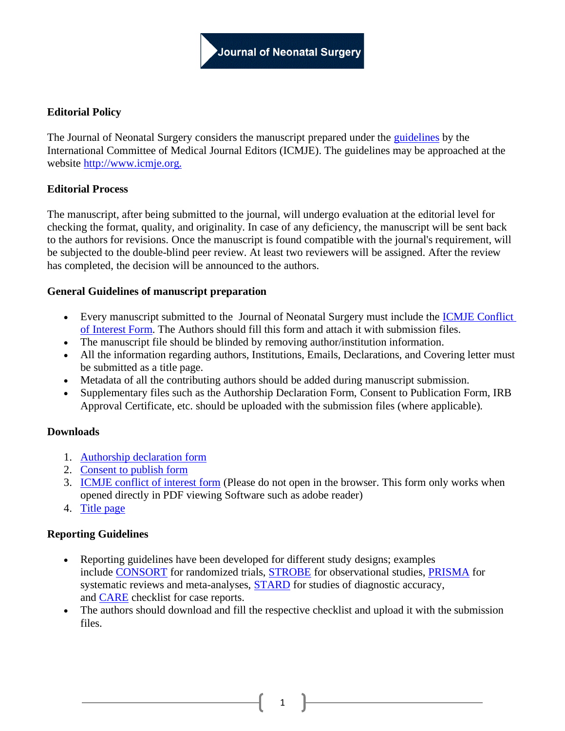# Journal of Neonatal Surgery

## Editorial Policy

The Journal of Neonatal Surgery considers the manuscript prepared under the guidelines by the International Committee of Medical Journal Editors (ICMJE). The guidelines may be approached at the website http://www.icmje.org.

## Editorial Process

The manuscript, after being submitted to the journal, will undergo evaluation at the editorial level for checking the format, quality, and originality. In case of any deficiency, the manuscript will be sent back to the authors for revisions. Once the manuscript is found compatible with the journal's requirement, will be subjected to the double-blind peer review. At least two reviewers will be assigned. After the review has completed, the decision will be announced to the authors.

## General Guidelines of manuscript preparation

- Every manuscript submitted to the Journal of Neonatal Surgery must include the ICMJE Conflict of Interest Form. The Authors should fill this form and attach it with submission files.
- The manuscript file should be blinded by removing author/institution information.
- All the information regarding authors, Institutions, Emails, Declarations, and Covering letter must be submitted as a title page.
- Metadata of all the contributing authors should be added during manuscript submission.
- Supplementary files such as the Authorship Declaration Form, Consent to Publication Form, IRB Approval Certificate, etc. should be uploaded with the submission files (where applicable).

## Downloads

1. Authorship declaration form
2. Consent to publish form
3. ICMJE conflict of interest form (Please do not open in the browser. This form only works when opened directly in PDF viewing Software such as adobe reader)
4. Title page

## Reporting Guidelines

- Reporting guidelines have been developed for different study designs; examples include CONSORT for randomized trials, STROBE for observational studies, PRISMA for systematic reviews and meta-analyses, STARD for studies of diagnostic accuracy, and CARE checklist for case reports.
- The authors should download and fill the respective checklist and upload it with the submission files.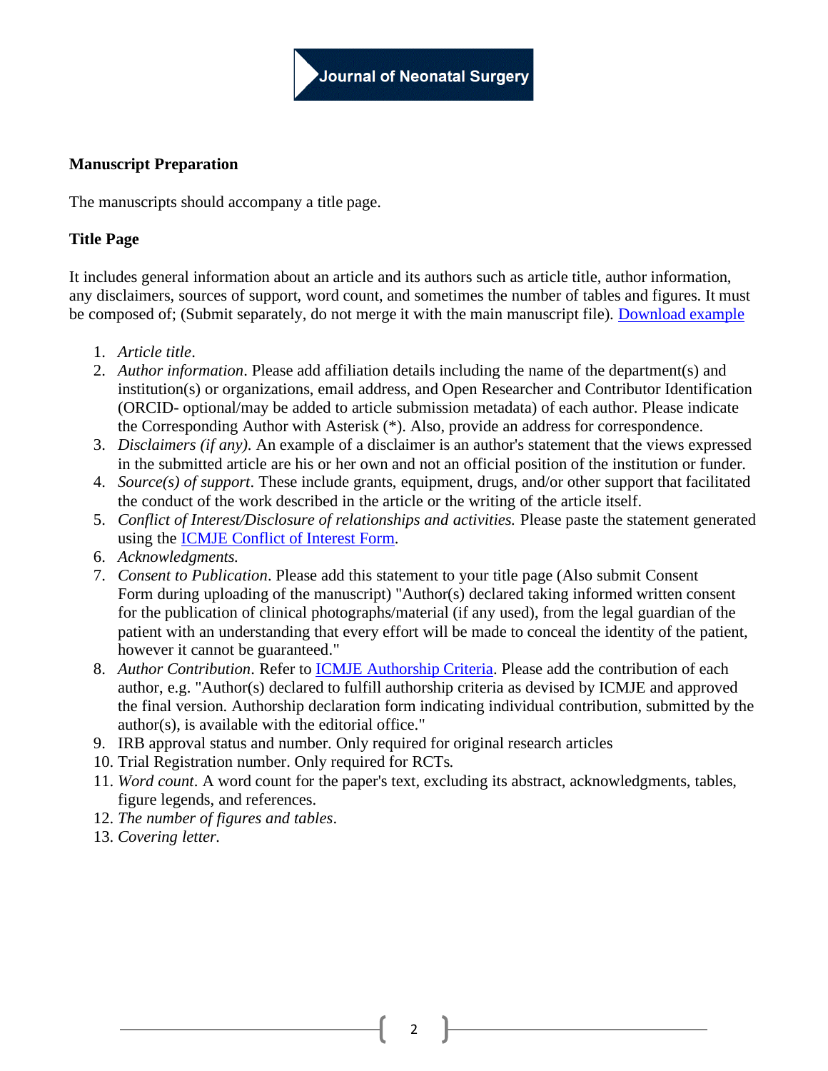### Manuscript Preparation

The manuscripts should accompany a title page.

### Title Page

It includes general information about an article and its authors such as article title, author information, any disclaimers, sources of support, word count, and sometimes the number of tables and figures. It must be composed of; (Submit separately, do not merge it with the main manuscript file). Download example

1. *Article title*.
2. *Author information*. Please add affiliation details including the name of the department(s) and institution(s) or organizations, email address, and Open Researcher and Contributor Identification (ORCID- optional/may be added to article submission metadata) of each author. Please indicate the Corresponding Author with Asterisk (*). Also, provide an address for correspondence.
3. *Disclaimers (if any)*. An example of a disclaimer is an author's statement that the views expressed in the submitted article are his or her own and not an official position of the institution or funder.
4. *Source(s) of support*. These include grants, equipment, drugs, and/or other support that facilitated the conduct of the work described in the article or the writing of the article itself.
5. *Conflict of Interest/Disclosure of relationships and activities.* Please paste the statement generated using the ICMJE Conflict of Interest Form.
6. *Acknowledgments.*
7. *Consent to Publication*. Please add this statement to your title page (Also submit Consent Form during uploading of the manuscript) "Author(s) declared taking informed written consent for the publication of clinical photographs/material (if any used), from the legal guardian of the patient with an understanding that every effort will be made to conceal the identity of the patient, however it cannot be guaranteed."
8. *Author Contribution*. Refer to ICMJE Authorship Criteria. Please add the contribution of each author, e.g. "Author(s) declared to fulfill authorship criteria as devised by ICMJE and approved the final version. Authorship declaration form indicating individual contribution, submitted by the author(s), is available with the editorial office."
9. IRB approval status and number. Only required for original research articles
10. Trial Registration number. Only required for RCTs.
11. *Word count*. A word count for the paper's text, excluding its abstract, acknowledgments, tables, figure legends, and references.
12. *The number of figures and tables*.
13. *Covering letter.*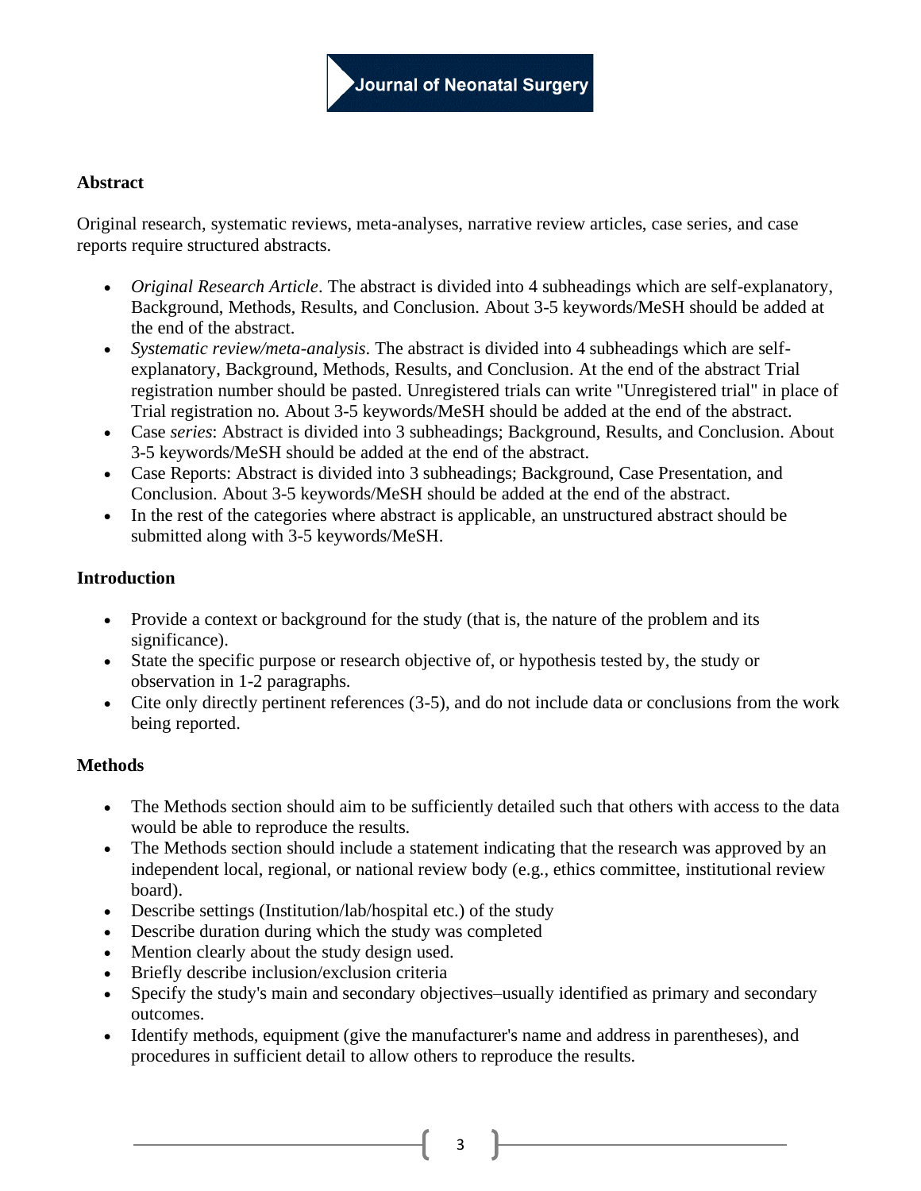**Abstract**

Original research, systematic reviews, meta-analyses, narrative review articles, case series, and case reports require structured abstracts.

- *Original Research Article*. The abstract is divided into 4 subheadings which are self-explanatory, Background, Methods, Results, and Conclusion. About 3-5 keywords/MeSH should be added at the end of the abstract.
- *Systematic review/meta-analysis*. The abstract is divided into 4 subheadings which are self-explanatory, Background, Methods, Results, and Conclusion. At the end of the abstract Trial registration number should be pasted. Unregistered trials can write "Unregistered trial" in place of Trial registration no. About 3-5 keywords/MeSH should be added at the end of the abstract.
- Case *series*: Abstract is divided into 3 subheadings; Background, Results, and Conclusion. About 3-5 keywords/MeSH should be added at the end of the abstract.
- Case Reports: Abstract is divided into 3 subheadings; Background, Case Presentation, and Conclusion. About 3-5 keywords/MeSH should be added at the end of the abstract.
- In the rest of the categories where abstract is applicable, an unstructured abstract should be submitted along with 3-5 keywords/MeSH.

**Introduction**

- Provide a context or background for the study (that is, the nature of the problem and its significance).
- State the specific purpose or research objective of, or hypothesis tested by, the study or observation in 1-2 paragraphs.
- Cite only directly pertinent references (3-5), and do not include data or conclusions from the work being reported.

**Methods**

- The Methods section should aim to be sufficiently detailed such that others with access to the data would be able to reproduce the results.
- The Methods section should include a statement indicating that the research was approved by an independent local, regional, or national review body (e.g., ethics committee, institutional review board).
- Describe settings (Institution/lab/hospital etc.) of the study
- Describe duration during which the study was completed
- Mention clearly about the study design used.
- Briefly describe inclusion/exclusion criteria
- Specify the study's main and secondary objectives–usually identified as primary and secondary outcomes.
- Identify methods, equipment (give the manufacturer's name and address in parentheses), and procedures in sufficient detail to allow others to reproduce the results.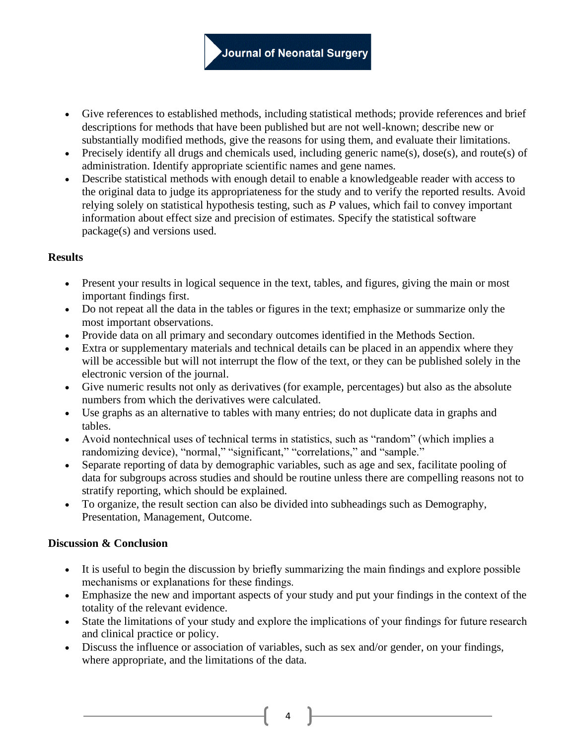- Give references to established methods, including statistical methods; provide references and brief descriptions for methods that have been published but are not well-known; describe new or substantially modified methods, give the reasons for using them, and evaluate their limitations.
- Precisely identify all drugs and chemicals used, including generic name(s), dose(s), and route(s) of administration. Identify appropriate scientific names and gene names.
- Describe statistical methods with enough detail to enable a knowledgeable reader with access to the original data to judge its appropriateness for the study and to verify the reported results. Avoid relying solely on statistical hypothesis testing, such as *P* values, which fail to convey important information about effect size and precision of estimates. Specify the statistical software package(s) and versions used.

**Results**

- Present your results in logical sequence in the text, tables, and figures, giving the main or most important findings first.
- Do not repeat all the data in the tables or figures in the text; emphasize or summarize only the most important observations.
- Provide data on all primary and secondary outcomes identified in the Methods Section.
- Extra or supplementary materials and technical details can be placed in an appendix where they will be accessible but will not interrupt the flow of the text, or they can be published solely in the electronic version of the journal.
- Give numeric results not only as derivatives (for example, percentages) but also as the absolute numbers from which the derivatives were calculated.
- Use graphs as an alternative to tables with many entries; do not duplicate data in graphs and tables.
- Avoid nontechnical uses of technical terms in statistics, such as "random" (which implies a randomizing device), "normal," "significant," "correlations," and "sample."
- Separate reporting of data by demographic variables, such as age and sex, facilitate pooling of data for subgroups across studies and should be routine unless there are compelling reasons not to stratify reporting, which should be explained.
- To organize, the result section can also be divided into subheadings such as Demography, Presentation, Management, Outcome.

**Discussion & Conclusion**

- It is useful to begin the discussion by briefly summarizing the main findings and explore possible mechanisms or explanations for these findings.
- Emphasize the new and important aspects of your study and put your findings in the context of the totality of the relevant evidence.
- State the limitations of your study and explore the implications of your findings for future research and clinical practice or policy.
- Discuss the influence or association of variables, such as sex and/or gender, on your findings, where appropriate, and the limitations of the data.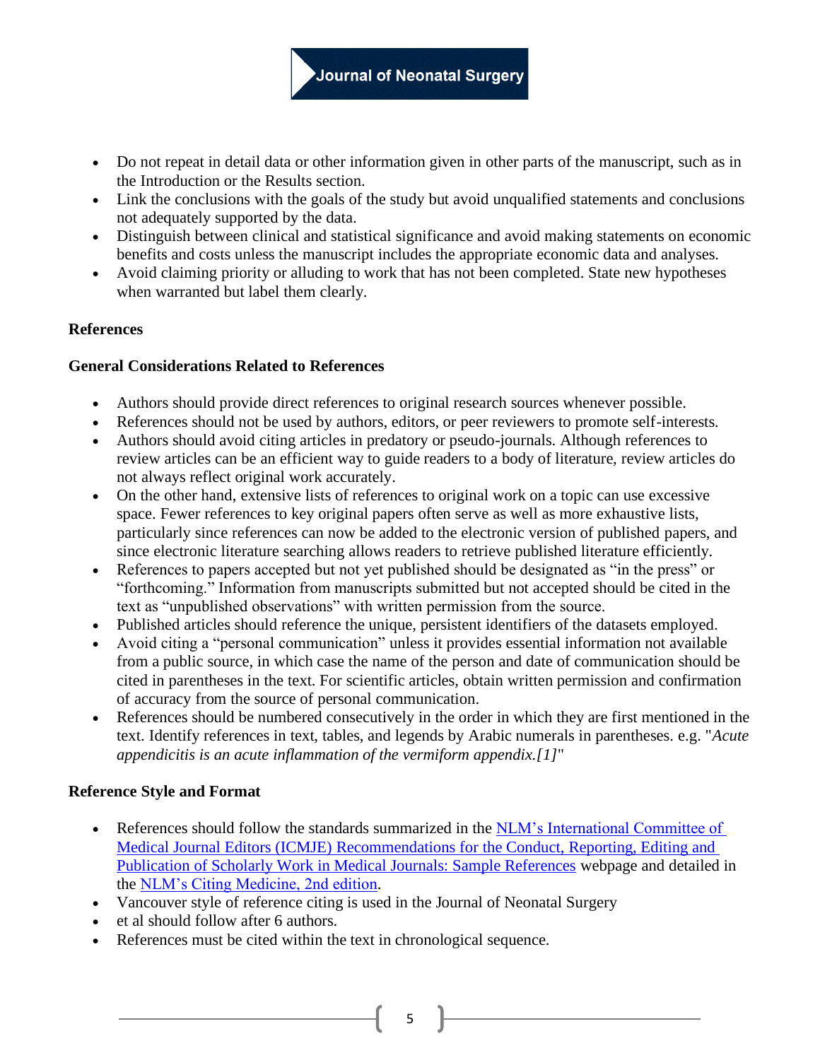- Do not repeat in detail data or other information given in other parts of the manuscript, such as in the Introduction or the Results section.
- Link the conclusions with the goals of the study but avoid unqualified statements and conclusions not adequately supported by the data.
- Distinguish between clinical and statistical significance and avoid making statements on economic benefits and costs unless the manuscript includes the appropriate economic data and analyses.
- Avoid claiming priority or alluding to work that has not been completed. State new hypotheses when warranted but label them clearly.

## References

### General Considerations Related to References

- Authors should provide direct references to original research sources whenever possible.
- References should not be used by authors, editors, or peer reviewers to promote self-interests.
- Authors should avoid citing articles in predatory or pseudo-journals. Although references to review articles can be an efficient way to guide readers to a body of literature, review articles do not always reflect original work accurately.
- On the other hand, extensive lists of references to original work on a topic can use excessive space. Fewer references to key original papers often serve as well as more exhaustive lists, particularly since references can now be added to the electronic version of published papers, and since electronic literature searching allows readers to retrieve published literature efficiently.
- References to papers accepted but not yet published should be designated as "in the press" or "forthcoming." Information from manuscripts submitted but not accepted should be cited in the text as "unpublished observations" with written permission from the source.
- Published articles should reference the unique, persistent identifiers of the datasets employed.
- Avoid citing a "personal communication" unless it provides essential information not available from a public source, in which case the name of the person and date of communication should be cited in parentheses in the text. For scientific articles, obtain written permission and confirmation of accuracy from the source of personal communication.
- References should be numbered consecutively in the order in which they are first mentioned in the text. Identify references in text, tables, and legends by Arabic numerals in parentheses. e.g. "*Acute appendicitis is an acute inflammation of the vermiform appendix.[1]*"

### Reference Style and Format

- References should follow the standards summarized in the NLM's International Committee of Medical Journal Editors (ICMJE) Recommendations for the Conduct, Reporting, Editing and Publication of Scholarly Work in Medical Journals: Sample References webpage and detailed in the NLM's Citing Medicine, 2nd edition.
- Vancouver style of reference citing is used in the Journal of Neonatal Surgery
- et al should follow after 6 authors.
- References must be cited within the text in chronological sequence.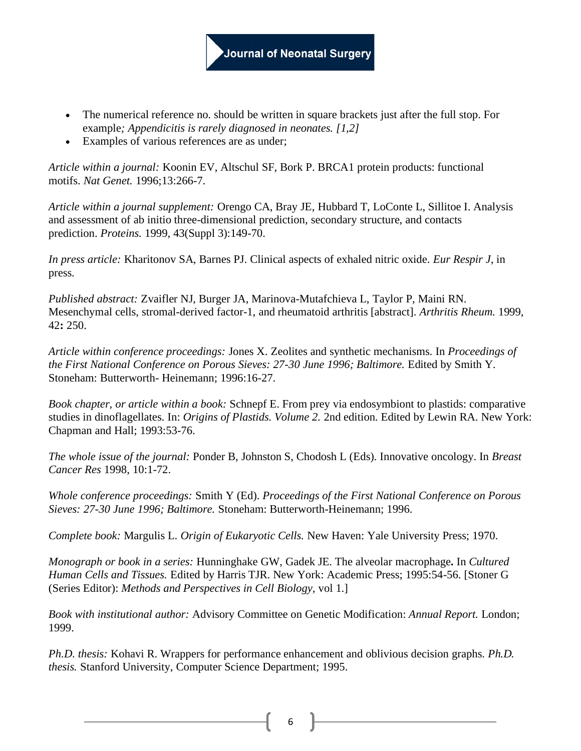- The numerical reference no. should be written in square brackets just after the full stop. For example*; Appendicitis is rarely diagnosed in neonates. [1,2]*
- Examples of various references are as under;

*Article within a journal:* Koonin EV, Altschul SF, Bork P. BRCA1 protein products: functional motifs. *Nat Genet.* 1996;13:266-7.

*Article within a journal supplement:* Orengo CA, Bray JE, Hubbard T, LoConte L, Sillitoe I. Analysis and assessment of ab initio three-dimensional prediction, secondary structure, and contacts prediction. *Proteins.* 1999, 43(Suppl 3):149-70.

*In press article:* Kharitonov SA, Barnes PJ. Clinical aspects of exhaled nitric oxide. *Eur Respir J*, in press.

*Published abstract:* Zvaifler NJ, Burger JA, Marinova-Mutafchieva L, Taylor P, Maini RN. Mesenchymal cells, stromal-derived factor-1, and rheumatoid arthritis [abstract]. *Arthritis Rheum.* 1999, 42**:** 250.

*Article within conference proceedings:* Jones X. Zeolites and synthetic mechanisms. In *Proceedings of the First National Conference on Porous Sieves: 27-30 June 1996; Baltimore.* Edited by Smith Y. Stoneham: Butterworth- Heinemann; 1996:16-27.

*Book chapter, or article within a book:* Schnepf E. From prey via endosymbiont to plastids: comparative studies in dinoflagellates. In: *Origins of Plastids. Volume 2.* 2nd edition. Edited by Lewin RA. New York: Chapman and Hall; 1993:53-76.

*The whole issue of the journal:* Ponder B, Johnston S, Chodosh L (Eds). Innovative oncology. In *Breast Cancer Res* 1998, 10:1-72.

*Whole conference proceedings:* Smith Y (Ed). *Proceedings of the First National Conference on Porous Sieves: 27-30 June 1996; Baltimore.* Stoneham: Butterworth-Heinemann; 1996.

*Complete book:* Margulis L. *Origin of Eukaryotic Cells.* New Haven: Yale University Press; 1970.

*Monograph or book in a series:* Hunninghake GW, Gadek JE. The alveolar macrophage**.** In *Cultured Human Cells and Tissues.* Edited by Harris TJR. New York: Academic Press; 1995:54-56. [Stoner G (Series Editor): *Methods and Perspectives in Cell Biology,* vol 1.]

*Book with institutional author:* Advisory Committee on Genetic Modification: *Annual Report.* London; 1999.

*Ph.D. thesis:* Kohavi R. Wrappers for performance enhancement and oblivious decision graphs. *Ph.D. thesis.* Stanford University, Computer Science Department; 1995.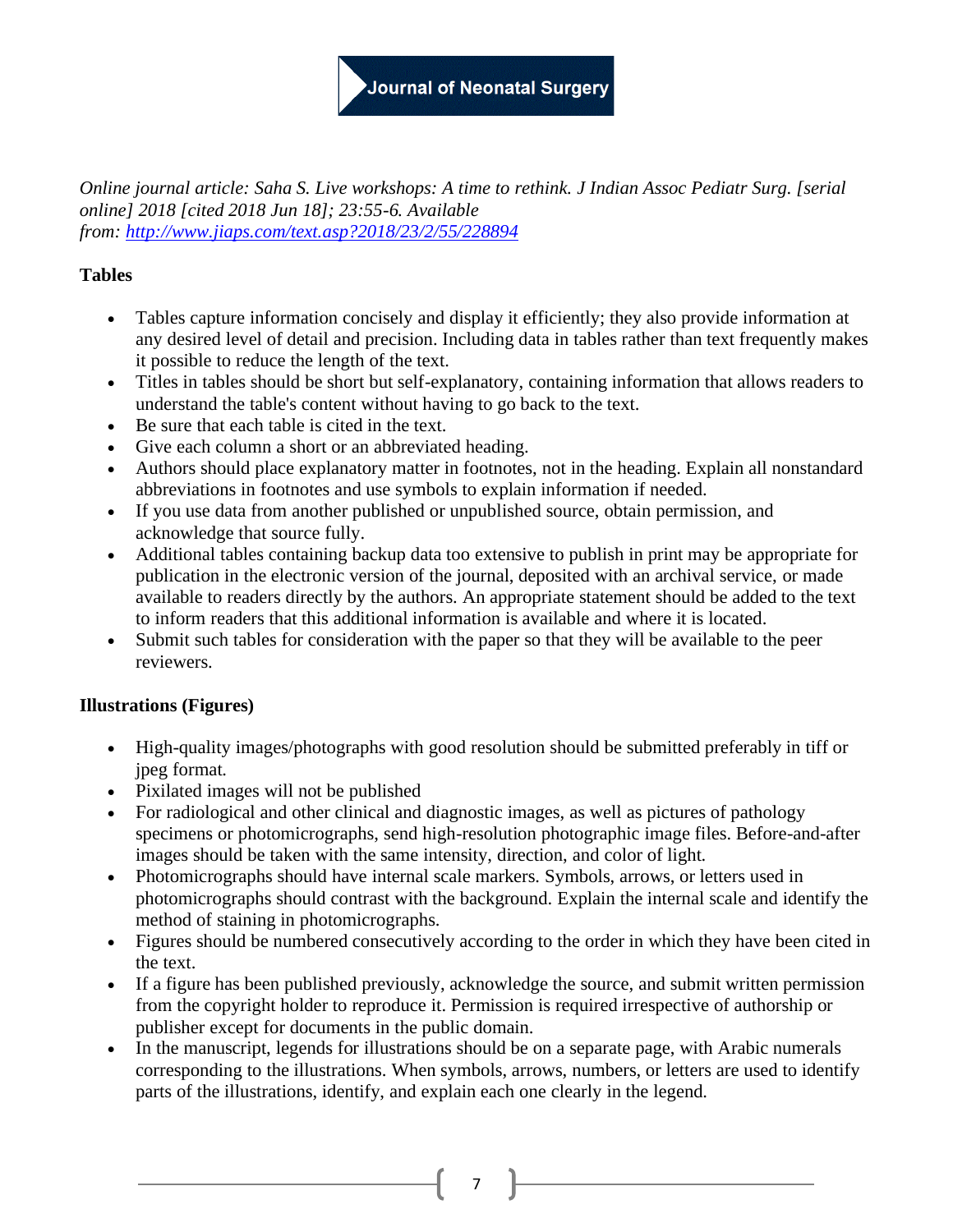*Online journal article: Saha S. Live workshops: A time to rethink. J Indian Assoc Pediatr Surg. [serial online] 2018 [cited 2018 Jun 18]; 23:55-6. Available from: [http://www.jiaps.com/text.asp?2018/23/2/55/228894](http://www.jiaps.com/text.asp?2018/23/2/55/228894)*

**Tables**

- Tables capture information concisely and display it efficiently; they also provide information at any desired level of detail and precision. Including data in tables rather than text frequently makes it possible to reduce the length of the text.
- Titles in tables should be short but self-explanatory, containing information that allows readers to understand the table's content without having to go back to the text.
- Be sure that each table is cited in the text.
- Give each column a short or an abbreviated heading.
- Authors should place explanatory matter in footnotes, not in the heading. Explain all nonstandard abbreviations in footnotes and use symbols to explain information if needed.
- If you use data from another published or unpublished source, obtain permission, and acknowledge that source fully.
- Additional tables containing backup data too extensive to publish in print may be appropriate for publication in the electronic version of the journal, deposited with an archival service, or made available to readers directly by the authors. An appropriate statement should be added to the text to inform readers that this additional information is available and where it is located.
- Submit such tables for consideration with the paper so that they will be available to the peer reviewers.

**Illustrations (Figures)**

- High-quality images/photographs with good resolution should be submitted preferably in tiff or jpeg format.
- Pixilated images will not be published
- For radiological and other clinical and diagnostic images, as well as pictures of pathology specimens or photomicrographs, send high-resolution photographic image files. Before-and-after images should be taken with the same intensity, direction, and color of light.
- Photomicrographs should have internal scale markers. Symbols, arrows, or letters used in photomicrographs should contrast with the background. Explain the internal scale and identify the method of staining in photomicrographs.
- Figures should be numbered consecutively according to the order in which they have been cited in the text.
- If a figure has been published previously, acknowledge the source, and submit written permission from the copyright holder to reproduce it. Permission is required irrespective of authorship or publisher except for documents in the public domain.
- In the manuscript, legends for illustrations should be on a separate page, with Arabic numerals corresponding to the illustrations. When symbols, arrows, numbers, or letters are used to identify parts of the illustrations, identify, and explain each one clearly in the legend.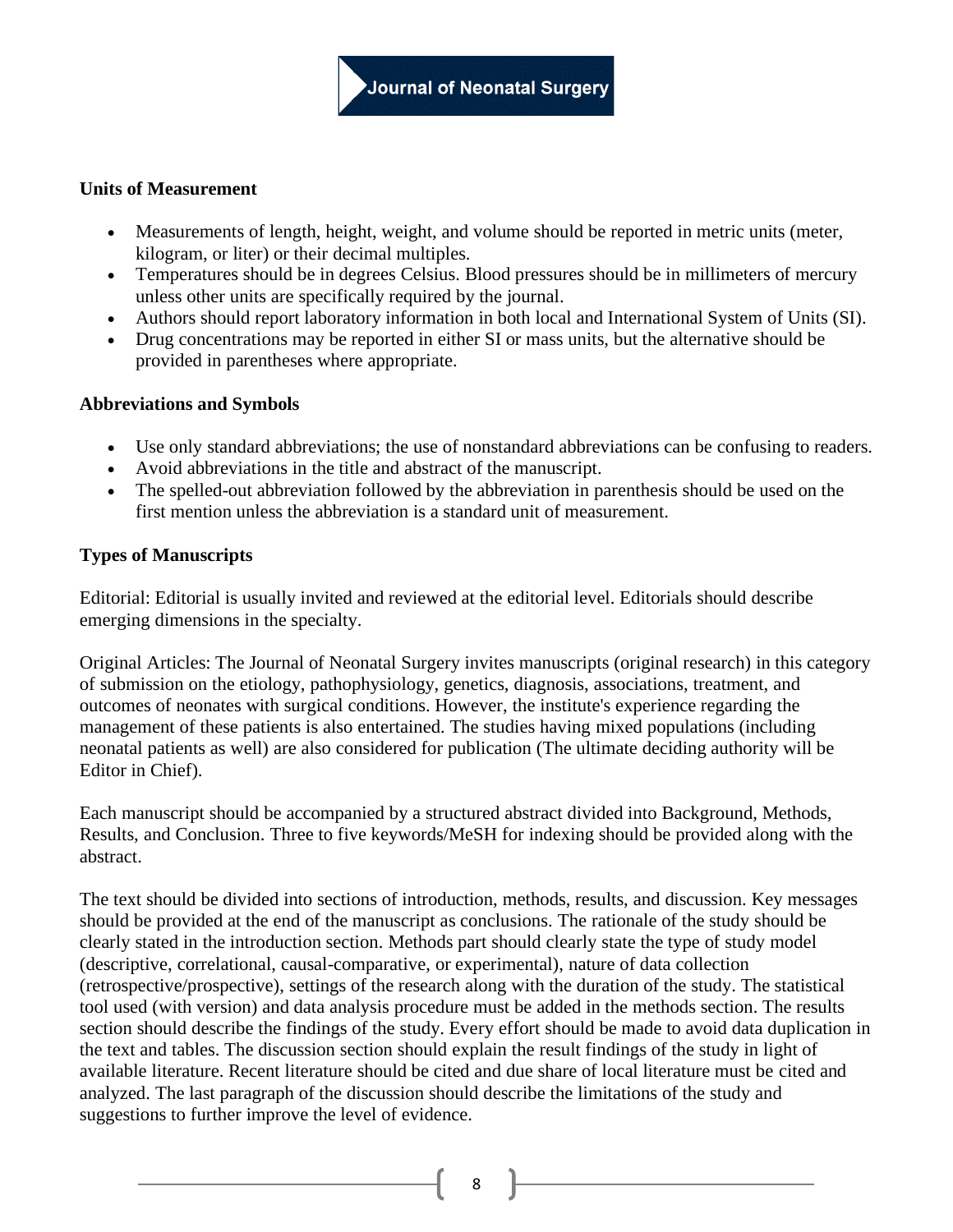**Units of Measurement**

- Measurements of length, height, weight, and volume should be reported in metric units (meter, kilogram, or liter) or their decimal multiples.
- Temperatures should be in degrees Celsius. Blood pressures should be in millimeters of mercury unless other units are specifically required by the journal.
- Authors should report laboratory information in both local and International System of Units (SI).
- Drug concentrations may be reported in either SI or mass units, but the alternative should be provided in parentheses where appropriate.

**Abbreviations and Symbols**

- Use only standard abbreviations; the use of nonstandard abbreviations can be confusing to readers.
- Avoid abbreviations in the title and abstract of the manuscript.
- The spelled-out abbreviation followed by the abbreviation in parenthesis should be used on the first mention unless the abbreviation is a standard unit of measurement.

**Types of Manuscripts**

Editorial: Editorial is usually invited and reviewed at the editorial level. Editorials should describe emerging dimensions in the specialty.

Original Articles: The Journal of Neonatal Surgery invites manuscripts (original research) in this category of submission on the etiology, pathophysiology, genetics, diagnosis, associations, treatment, and outcomes of neonates with surgical conditions. However, the institute's experience regarding the management of these patients is also entertained. The studies having mixed populations (including neonatal patients as well) are also considered for publication (The ultimate deciding authority will be Editor in Chief).

Each manuscript should be accompanied by a structured abstract divided into Background, Methods, Results, and Conclusion. Three to five keywords/MeSH for indexing should be provided along with the abstract.

The text should be divided into sections of introduction, methods, results, and discussion. Key messages should be provided at the end of the manuscript as conclusions. The rationale of the study should be clearly stated in the introduction section. Methods part should clearly state the type of study model (descriptive, correlational, causal-comparative, or experimental), nature of data collection (retrospective/prospective), settings of the research along with the duration of the study. The statistical tool used (with version) and data analysis procedure must be added in the methods section. The results section should describe the findings of the study. Every effort should be made to avoid data duplication in the text and tables. The discussion section should explain the result findings of the study in light of available literature. Recent literature should be cited and due share of local literature must be cited and analyzed. The last paragraph of the discussion should describe the limitations of the study and suggestions to further improve the level of evidence.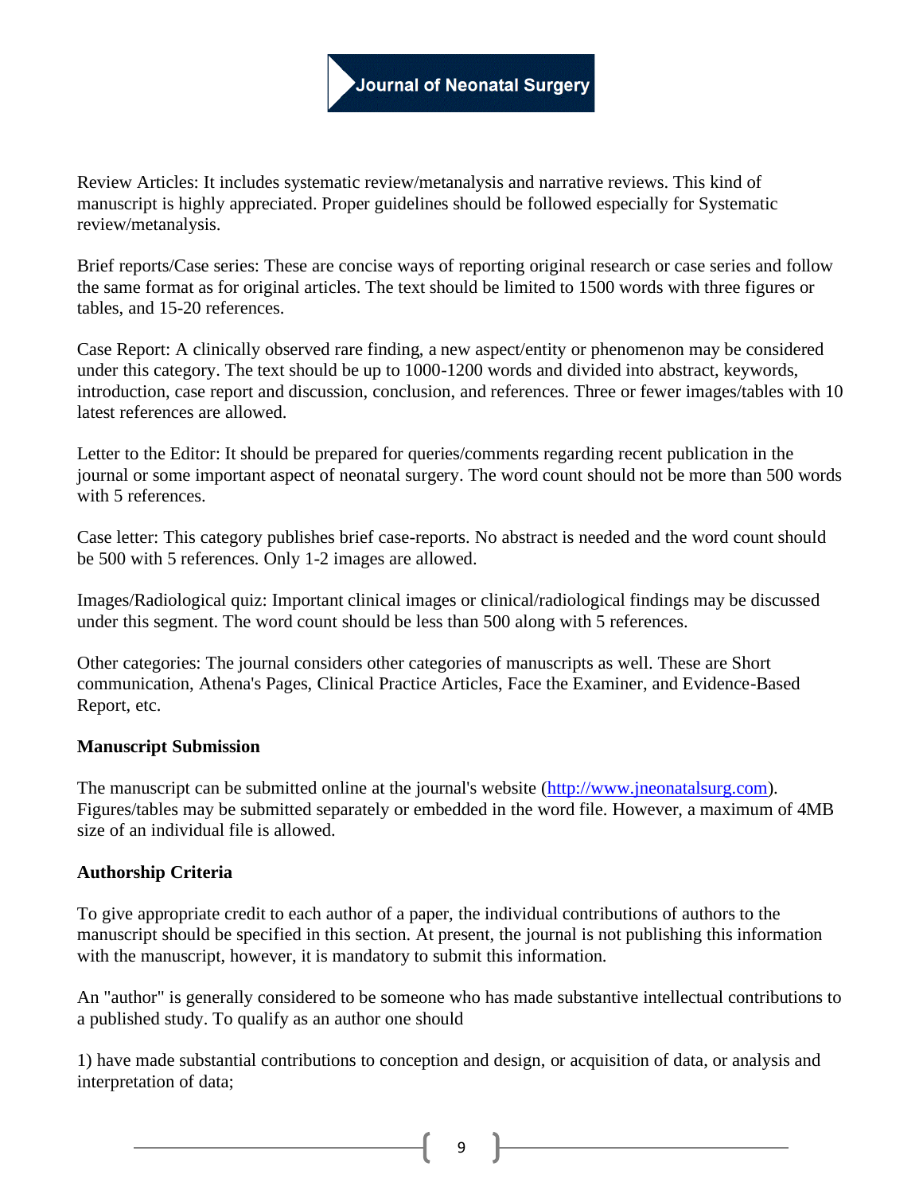Review Articles: It includes systematic review/metanalysis and narrative reviews. This kind of manuscript is highly appreciated. Proper guidelines should be followed especially for Systematic review/metanalysis.

Brief reports/Case series: These are concise ways of reporting original research or case series and follow the same format as for original articles. The text should be limited to 1500 words with three figures or tables, and 15-20 references.

Case Report: A clinically observed rare finding, a new aspect/entity or phenomenon may be considered under this category. The text should be up to 1000-1200 words and divided into abstract, keywords, introduction, case report and discussion, conclusion, and references. Three or fewer images/tables with 10 latest references are allowed.

Letter to the Editor: It should be prepared for queries/comments regarding recent publication in the journal or some important aspect of neonatal surgery. The word count should not be more than 500 words with 5 references.

Case letter: This category publishes brief case-reports. No abstract is needed and the word count should be 500 with 5 references. Only 1-2 images are allowed.

Images/Radiological quiz: Important clinical images or clinical/radiological findings may be discussed under this segment. The word count should be less than 500 along with 5 references.

Other categories: The journal considers other categories of manuscripts as well. These are Short communication, Athena's Pages, Clinical Practice Articles, Face the Examiner, and Evidence-Based Report, etc.

**Manuscript Submission**

The manuscript can be submitted online at the journal's website (http://www.jneonatalsurg.com). Figures/tables may be submitted separately or embedded in the word file. However, a maximum of 4MB size of an individual file is allowed.

**Authorship Criteria**

To give appropriate credit to each author of a paper, the individual contributions of authors to the manuscript should be specified in this section. At present, the journal is not publishing this information with the manuscript, however, it is mandatory to submit this information.

An "author" is generally considered to be someone who has made substantive intellectual contributions to a published study. To qualify as an author one should

1) have made substantial contributions to conception and design, or acquisition of data, or analysis and interpretation of data;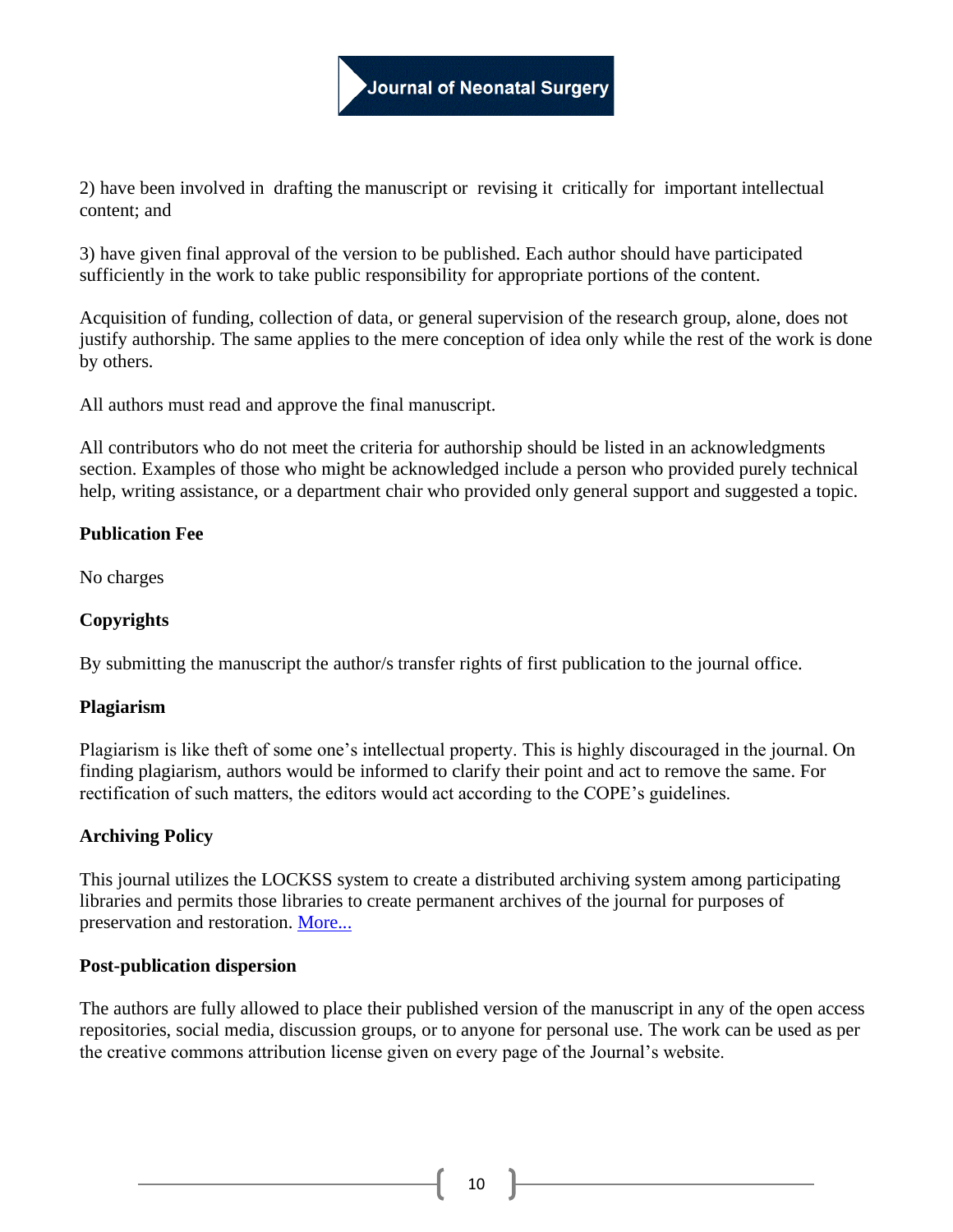2) have been involved in drafting the manuscript or revising it critically for important intellectual content; and

3) have given final approval of the version to be published. Each author should have participated sufficiently in the work to take public responsibility for appropriate portions of the content.

Acquisition of funding, collection of data, or general supervision of the research group, alone, does not justify authorship. The same applies to the mere conception of idea only while the rest of the work is done by others.

All authors must read and approve the final manuscript.

All contributors who do not meet the criteria for authorship should be listed in an acknowledgments section. Examples of those who might be acknowledged include a person who provided purely technical help, writing assistance, or a department chair who provided only general support and suggested a topic.

**Publication Fee**

No charges

**Copyrights**

By submitting the manuscript the author/s transfer rights of first publication to the journal office.

**Plagiarism**

Plagiarism is like theft of some one's intellectual property. This is highly discouraged in the journal. On finding plagiarism, authors would be informed to clarify their point and act to remove the same. For rectification of such matters, the editors would act according to the COPE's guidelines.

**Archiving Policy**

This journal utilizes the LOCKSS system to create a distributed archiving system among participating libraries and permits those libraries to create permanent archives of the journal for purposes of preservation and restoration. More...

**Post-publication dispersion**

The authors are fully allowed to place their published version of the manuscript in any of the open access repositories, social media, discussion groups, or to anyone for personal use. The work can be used as per the creative commons attribution license given on every page of the Journal's website.